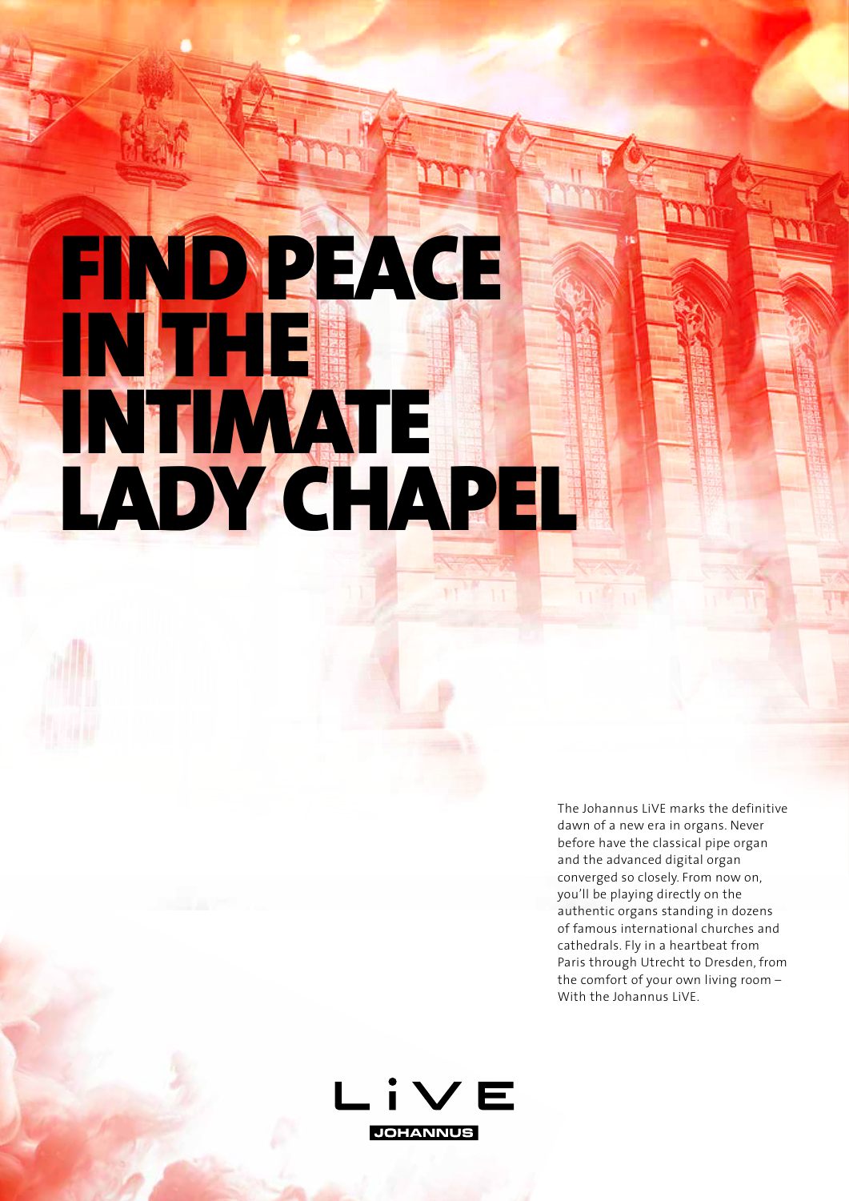# FIND PEACE IN THE INTIMATE LADY CHAPEL

The Johannus LiVE marks the definitive dawn of a new era in organs. Never before have the classical pipe organ and the advanced digital organ converged so closely. From now on, you'll be playing directly on the authentic organs standing in dozens of famous international churches and cathedrals. Fly in a heartbeat from Paris through Utrecht to Dresden, from the comfort of your own living room – With the Johannus LiVE.

LiVE JOHANNUS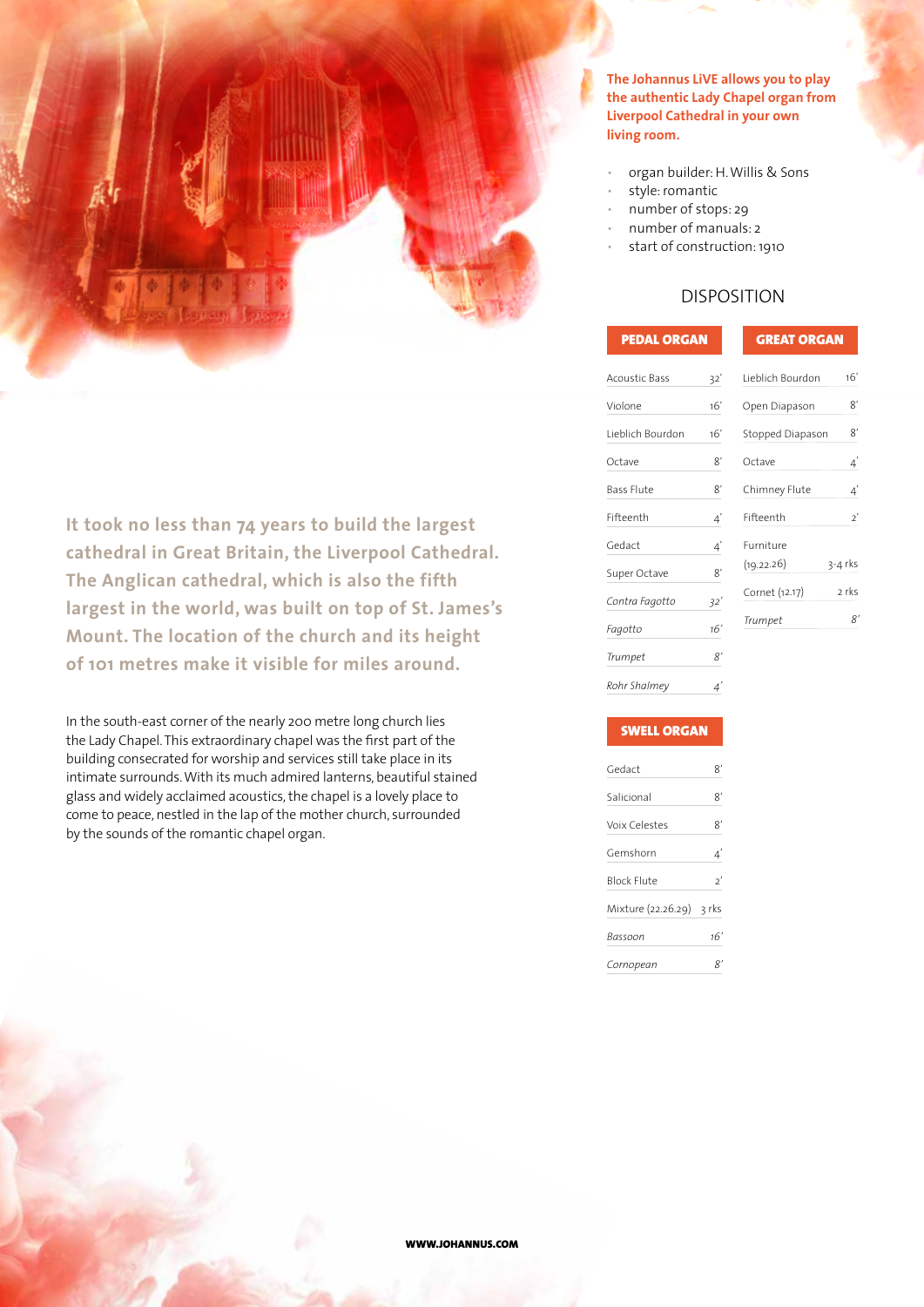**The Johannus LiVE allows you to play the authentic Lady Chapel organ from Liverpool Cathedral in your own living room.**

- organ builder: H. Willis & Sons
- style: romantic
- number of stops: 29
- number of manuals: 2
- start of construction: 1910

**It took no less than 74 years to build the largest cathedral in Great Britain, the Liverpool Cathedral. The Anglican cathedral, which is also the fifth largest in the world, was built on top of St. James's Mount. The location of the church and its height of 101 metres make it visible for miles around.**

In the south-east corner of the nearly 200 metre long church lies the Lady Chapel. This extraordinary chapel was the first part of the building consecrated for worship and services still take place in its intimate surrounds. With its much admired lanterns, beautiful stained glass and widely acclaimed acoustics, the chapel is a lovely place to come to peace, nestled in the lap of the mother church, surrounded by the sounds of the romantic chapel organ.

## DISPOSITION

### PEDAL ORGAN

| | |
|---|---|
| Acoustic Bass | 32' |
| Violone | 16' |
| Lieblich Bourdon | 16' |
| Octave | 8' |
| Bass Flute | 8' |
| Fifteenth | 4' |
| Gedact | 4' |
| Super Octave | 8' |
| *Contra Fagotto* | *32'* |
| *Fagotto* | *16'* |
| *Trumpet* | *8'* |
| *Rohr Shalmey* | *4'* |

### GREAT ORGAN

| | |
|---|---|
| Lieblich Bourdon | 16' |
| Open Diapason | 8' |
| Stopped Diapason | 8' |
| Octave | 4' |
| Chimney Flute | 4' |
| Fifteenth | 2' |
| Furniture (19.22.26) | 3-4 rks |
| Cornet (12.17) | 2 rks |
| *Trumpet* | *8'* |

### SWELL ORGAN

| | |
|---|---|
| Gedact | 8' |
| Salicional | 8' |
| Voix Celestes | 8' |
| Gemshorn | 4' |
| Block Flute | 2' |
| Mixture (22.26.29) | 3 rks |
| *Bassoon* | *16'* |
| *Cornopean* | *8'* |

WWW.JOHANNUS.COM